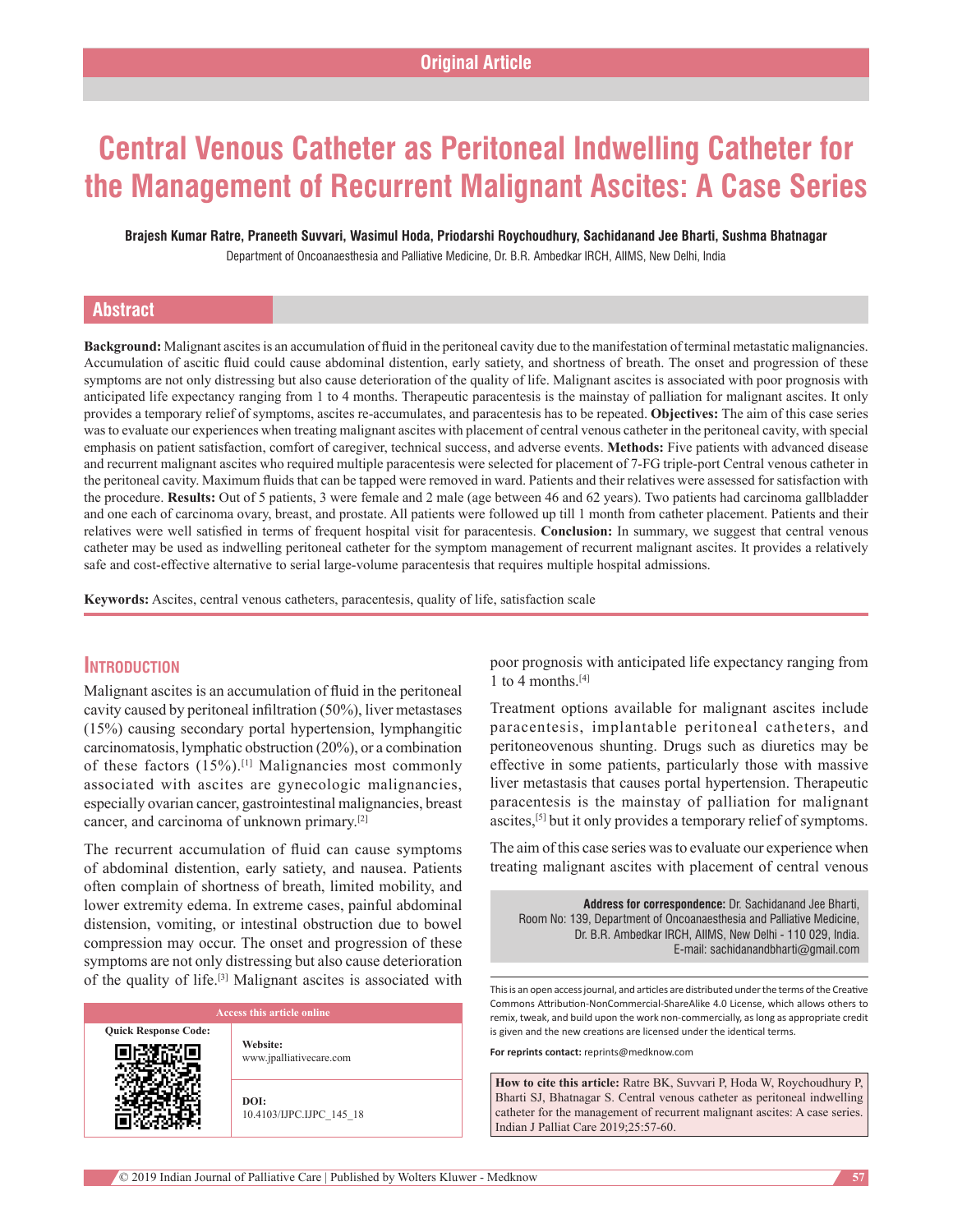Original Article

# Central Venous Catheter as Peritoneal Indwelling Catheter for the Management of Recurrent Malignant Ascites: A Case Series

**Brajesh Kumar Ratre, Praneeth Suvvari, Wasimul Hoda, Priodarshi Roychoudhury, Sachidanand Jee Bharti, Sushma Bhatnagar**

Department of Oncoanaesthesia and Palliative Medicine, Dr. B.R. Ambedkar IRCH, AIIMS, New Delhi, India

## Abstract

**Background:** Malignant ascites is an accumulation of fluid in the peritoneal cavity due to the manifestation of terminal metastatic malignancies. Accumulation of ascitic fluid could cause abdominal distention, early satiety, and shortness of breath. The onset and progression of these symptoms are not only distressing but also cause deterioration of the quality of life. Malignant ascites is associated with poor prognosis with anticipated life expectancy ranging from 1 to 4 months. Therapeutic paracentesis is the mainstay of palliation for malignant ascites. It only provides a temporary relief of symptoms, ascites re-accumulates, and paracentesis has to be repeated. **Objectives:** The aim of this case series was to evaluate our experiences when treating malignant ascites with placement of central venous catheter in the peritoneal cavity, with special emphasis on patient satisfaction, comfort of caregiver, technical success, and adverse events. **Methods:** Five patients with advanced disease and recurrent malignant ascites who required multiple paracentesis were selected for placement of 7-FG triple-port Central venous catheter in the peritoneal cavity. Maximum fluids that can be tapped were removed in ward. Patients and their relatives were assessed for satisfaction with the procedure. **Results:** Out of 5 patients, 3 were female and 2 male (age between 46 and 62 years). Two patients had carcinoma gallbladder and one each of carcinoma ovary, breast, and prostate. All patients were followed up till 1 month from catheter placement. Patients and their relatives were well satisfied in terms of frequent hospital visit for paracentesis. **Conclusion:** In summary, we suggest that central venous catheter may be used as indwelling peritoneal catheter for the symptom management of recurrent malignant ascites. It provides a relatively safe and cost-effective alternative to serial large-volume paracentesis that requires multiple hospital admissions.

**Keywords:** Ascites, central venous catheters, paracentesis, quality of life, satisfaction scale

## Introduction

Malignant ascites is an accumulation of fluid in the peritoneal cavity caused by peritoneal infiltration (50%), liver metastases (15%) causing secondary portal hypertension, lymphangitic carcinomatosis, lymphatic obstruction (20%), or a combination of these factors (15%).[1] Malignancies most commonly associated with ascites are gynecologic malignancies, especially ovarian cancer, gastrointestinal malignancies, breast cancer, and carcinoma of unknown primary.[2]

The recurrent accumulation of fluid can cause symptoms of abdominal distention, early satiety, and nausea. Patients often complain of shortness of breath, limited mobility, and lower extremity edema. In extreme cases, painful abdominal distension, vomiting, or intestinal obstruction due to bowel compression may occur. The onset and progression of these symptoms are not only distressing but also cause deterioration of the quality of life.[3] Malignant ascites is associated with poor prognosis with anticipated life expectancy ranging from 1 to 4 months.[4]

Treatment options available for malignant ascites include paracentesis, implantable peritoneal catheters, and peritoneovenous shunting. Drugs such as diuretics may be effective in some patients, particularly those with massive liver metastasis that causes portal hypertension. Therapeutic paracentesis is the mainstay of palliation for malignant ascites,[5] but it only provides a temporary relief of symptoms.

The aim of this case series was to evaluate our experience when treating malignant ascites with placement of central venous

**Address for correspondence:** Dr. Sachidanand Jee Bharti, Room No: 139, Department of Oncoanaesthesia and Palliative Medicine, Dr. B.R. Ambedkar IRCH, AIIMS, New Delhi - 110 029, India. E-mail: sachidanandbharti@gmail.com

| Access this article online | |
|---|---|
| Quick Response Code: | Website: www.jpalliativecare.com |
| | DOI: 10.4103/IJPC.IJPC_145_18 |

This is an open access journal, and articles are distributed under the terms of the Creative Commons Attribution-NonCommercial-ShareAlike 4.0 License, which allows others to remix, tweak, and build upon the work non-commercially, as long as appropriate credit is given and the new creations are licensed under the identical terms.

**For reprints contact:** reprints@medknow.com

**How to cite this article:** Ratre BK, Suvvari P, Hoda W, Roychoudhury P, Bharti SJ, Bhatnagar S. Central venous catheter as peritoneal indwelling catheter for the management of recurrent malignant ascites: A case series. Indian J Palliat Care 2019;25:57-60.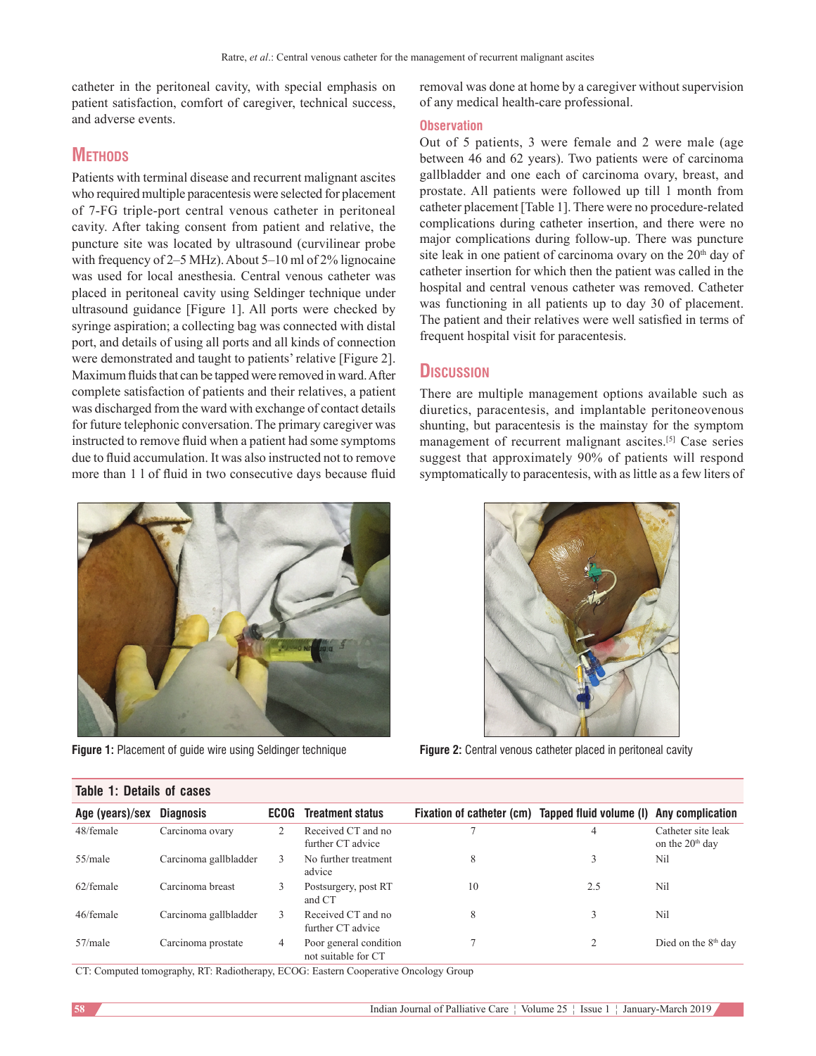catheter in the peritoneal cavity, with special emphasis on patient satisfaction, comfort of caregiver, technical success, and adverse events.

## Methods

Patients with terminal disease and recurrent malignant ascites who required multiple paracentesis were selected for placement of 7-FG triple-port central venous catheter in peritoneal cavity. After taking consent from patient and relative, the puncture site was located by ultrasound (curvilinear probe with frequency of 2–5 MHz). About 5–10 ml of 2% lignocaine was used for local anesthesia. Central venous catheter was placed in peritoneal cavity using Seldinger technique under ultrasound guidance [Figure 1]. All ports were checked by syringe aspiration; a collecting bag was connected with distal port, and details of using all ports and all kinds of connection were demonstrated and taught to patients' relative [Figure 2]. Maximum fluids that can be tapped were removed in ward. After complete satisfaction of patients and their relatives, a patient was discharged from the ward with exchange of contact details for future telephonic conversation. The primary caregiver was instructed to remove fluid when a patient had some symptoms due to fluid accumulation. It was also instructed not to remove more than 1 l of fluid in two consecutive days because fluid removal was done at home by a caregiver without supervision of any medical health-care professional.

### Observation

Out of 5 patients, 3 were female and 2 were male (age between 46 and 62 years). Two patients were of carcinoma gallbladder and one each of carcinoma ovary, breast, and prostate. All patients were followed up till 1 month from catheter placement [Table 1]. There were no procedure-related complications during catheter insertion, and there were no major complications during follow-up. There was puncture site leak in one patient of carcinoma ovary on the 20th day of catheter insertion for which then the patient was called in the hospital and central venous catheter was removed. Catheter was functioning in all patients up to day 30 of placement. The patient and their relatives were well satisfied in terms of frequent hospital visit for paracentesis.

## Discussion

There are multiple management options available such as diuretics, paracentesis, and implantable peritoneovenous shunting, but paracentesis is the mainstay for the symptom management of recurrent malignant ascites.[5] Case series suggest that approximately 90% of patients will respond symptomatically to paracentesis, with as little as a few liters of

**Figure 1:** Placement of guide wire using Seldinger technique

**Figure 2:** Central venous catheter placed in peritoneal cavity

**Table 1: Details of cases**

| Age (years)/sex | Diagnosis | ECOG | Treatment status | Fixation of catheter (cm) | Tapped fluid volume (l) | Any complication |
|---|---|---|---|---|---|---|
| 48/female | Carcinoma ovary | 2 | Received CT and no further CT advice | 7 | 4 | Catheter site leak on the 20th day |
| 55/male | Carcinoma gallbladder | 3 | No further treatment advice | 8 | 3 | Nil |
| 62/female | Carcinoma breast | 3 | Postsurgery, post RT and CT | 10 | 2.5 | Nil |
| 46/female | Carcinoma gallbladder | 3 | Received CT and no further CT advice | 8 | 3 | Nil |
| 57/male | Carcinoma prostate | 4 | Poor general condition not suitable for CT | 7 | 2 | Died on the 8th day |

CT: Computed tomography, RT: Radiotherapy, ECOG: Eastern Cooperative Oncology Group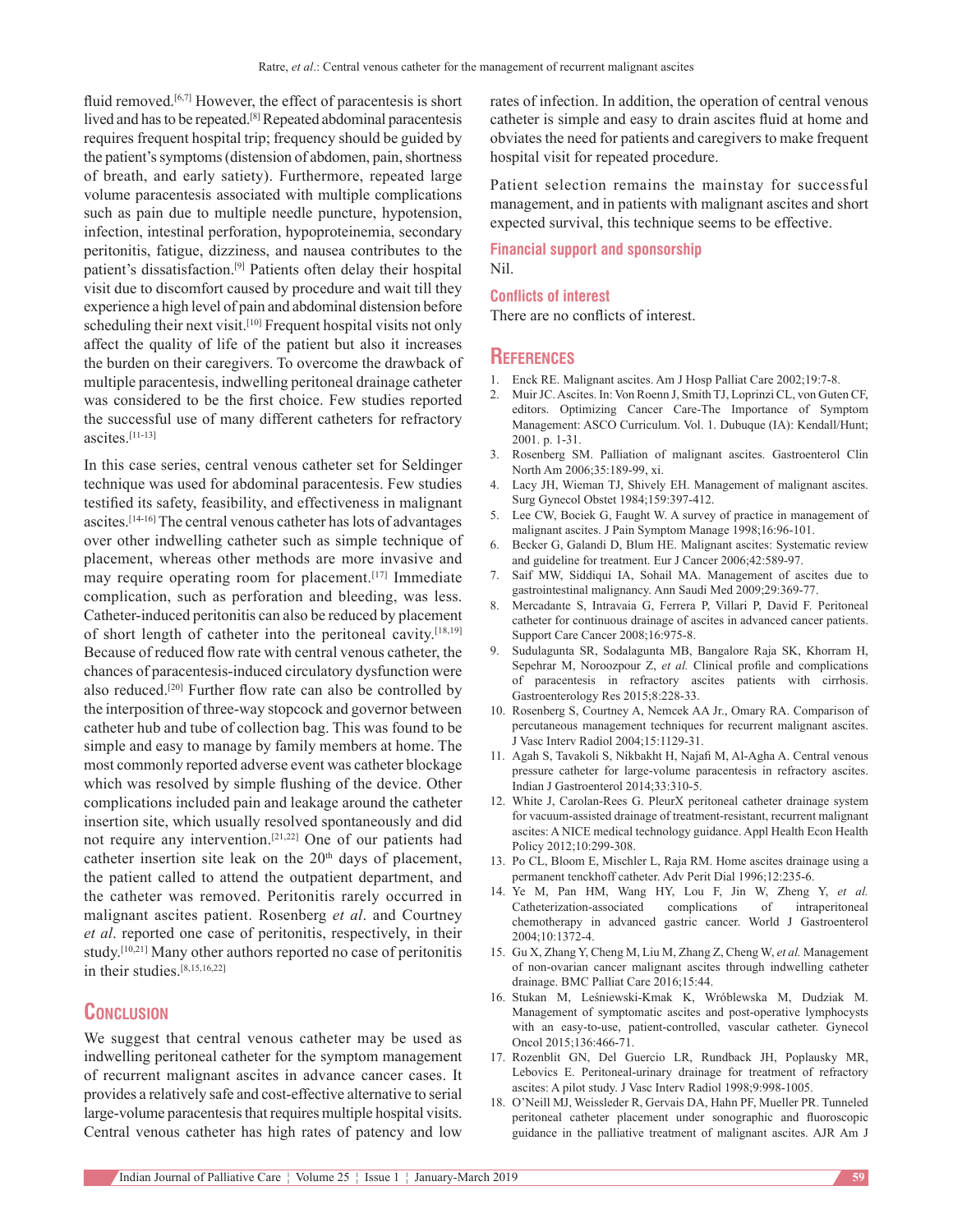fluid removed.[6,7] However, the effect of paracentesis is short lived and has to be repeated.[8] Repeated abdominal paracentesis requires frequent hospital trip; frequency should be guided by the patient's symptoms (distension of abdomen, pain, shortness of breath, and early satiety). Furthermore, repeated large volume paracentesis associated with multiple complications such as pain due to multiple needle puncture, hypotension, infection, intestinal perforation, hypoproteinemia, secondary peritonitis, fatigue, dizziness, and nausea contributes to the patient's dissatisfaction.[9] Patients often delay their hospital visit due to discomfort caused by procedure and wait till they experience a high level of pain and abdominal distension before scheduling their next visit.[10] Frequent hospital visits not only affect the quality of life of the patient but also it increases the burden on their caregivers. To overcome the drawback of multiple paracentesis, indwelling peritoneal drainage catheter was considered to be the first choice. Few studies reported the successful use of many different catheters for refractory ascites.[11-13]

In this case series, central venous catheter set for Seldinger technique was used for abdominal paracentesis. Few studies testified its safety, feasibility, and effectiveness in malignant ascites.[14-16] The central venous catheter has lots of advantages over other indwelling catheter such as simple technique of placement, whereas other methods are more invasive and may require operating room for placement.[17] Immediate complication, such as perforation and bleeding, was less. Catheter-induced peritonitis can also be reduced by placement of short length of catheter into the peritoneal cavity.[18,19] Because of reduced flow rate with central venous catheter, the chances of paracentesis-induced circulatory dysfunction were also reduced.[20] Further flow rate can also be controlled by the interposition of three-way stopcock and governor between catheter hub and tube of collection bag. This was found to be simple and easy to manage by family members at home. The most commonly reported adverse event was catheter blockage which was resolved by simple flushing of the device. Other complications included pain and leakage around the catheter insertion site, which usually resolved spontaneously and did not require any intervention.[21,22] One of our patients had catheter insertion site leak on the 20th days of placement, the patient called to attend the outpatient department, and the catheter was removed. Peritonitis rarely occurred in malignant ascites patient. Rosenberg *et al*. and Courtney *et al*. reported one case of peritonitis, respectively, in their study.[10,21] Many other authors reported no case of peritonitis in their studies.[8,15,16,22]

## Conclusion

We suggest that central venous catheter may be used as indwelling peritoneal catheter for the symptom management of recurrent malignant ascites in advance cancer cases. It provides a relatively safe and cost-effective alternative to serial large-volume paracentesis that requires multiple hospital visits. Central venous catheter has high rates of patency and low rates of infection. In addition, the operation of central venous catheter is simple and easy to drain ascites fluid at home and obviates the need for patients and caregivers to make frequent hospital visit for repeated procedure.

Patient selection remains the mainstay for successful management, and in patients with malignant ascites and short expected survival, this technique seems to be effective.

### Financial support and sponsorship

Nil.

### Conflicts of interest

There are no conflicts of interest.

## References

1. Enck RE. Malignant ascites. Am J Hosp Palliat Care 2002;19:7-8.
2. Muir JC. Ascites. In: Von Roenn J, Smith TJ, Loprinzi CL, von Guten CF, editors. Optimizing Cancer Care-The Importance of Symptom Management: ASCO Curriculum. Vol. 1. Dubuque (IA): Kendall/Hunt; 2001. p. 1-31.
3. Rosenberg SM. Palliation of malignant ascites. Gastroenterol Clin North Am 2006;35:189-99, xi.
4. Lacy JH, Wieman TJ, Shively EH. Management of malignant ascites. Surg Gynecol Obstet 1984;159:397-412.
5. Lee CW, Bociek G, Faught W. A survey of practice in management of malignant ascites. J Pain Symptom Manage 1998;16:96-101.
6. Becker G, Galandi D, Blum HE. Malignant ascites: Systematic review and guideline for treatment. Eur J Cancer 2006;42:589-97.
7. Saif MW, Siddiqui IA, Sohail MA. Management of ascites due to gastrointestinal malignancy. Ann Saudi Med 2009;29:369-77.
8. Mercadante S, Intravaia G, Ferrera P, Villari P, David F. Peritoneal catheter for continuous drainage of ascites in advanced cancer patients. Support Care Cancer 2008;16:975-8.
9. Sudulagunta SR, Sodalagunta MB, Bangalore Raja SK, Khorram H, Sepehrar M, Noroozpour Z, *et al.* Clinical profile and complications of paracentesis in refractory ascites patients with cirrhosis. Gastroenterology Res 2015;8:228-33.
10. Rosenberg S, Courtney A, Nemcek AA Jr., Omary RA. Comparison of percutaneous management techniques for recurrent malignant ascites. J Vasc Interv Radiol 2004;15:1129-31.
11. Agah S, Tavakoli S, Nikbakht H, Najafi M, Al-Agha A. Central venous pressure catheter for large-volume paracentesis in refractory ascites. Indian J Gastroenterol 2014;33:310-5.
12. White J, Carolan-Rees G. PleurX peritoneal catheter drainage system for vacuum-assisted drainage of treatment-resistant, recurrent malignant ascites: A NICE medical technology guidance. Appl Health Econ Health Policy 2012;10:299-308.
13. Po CL, Bloom E, Mischler L, Raja RM. Home ascites drainage using a permanent tenckhoff catheter. Adv Perit Dial 1996;12:235-6.
14. Ye M, Pan HM, Wang HY, Lou F, Jin W, Zheng Y, *et al.* Catheterization-associated complications of intraperitoneal chemotherapy in advanced gastric cancer. World J Gastroenterol 2004;10:1372-4.
15. Gu X, Zhang Y, Cheng M, Liu M, Zhang Z, Cheng W, *et al.* Management of non-ovarian cancer malignant ascites through indwelling catheter drainage. BMC Palliat Care 2016;15:44.
16. Stukan M, Leśniewski-Kmak K, Wróblewska M, Dudziak M. Management of symptomatic ascites and post-operative lymphocysts with an easy-to-use, patient-controlled, vascular catheter. Gynecol Oncol 2015;136:466-71.
17. Rozenblit GN, Del Guercio LR, Rundback JH, Poplausky MR, Lebovics E. Peritoneal-urinary drainage for treatment of refractory ascites: A pilot study. J Vasc Interv Radiol 1998;9:998-1005.
18. O'Neill MJ, Weissleder R, Gervais DA, Hahn PF, Mueller PR. Tunneled peritoneal catheter placement under sonographic and fluoroscopic guidance in the palliative treatment of malignant ascites. AJR Am J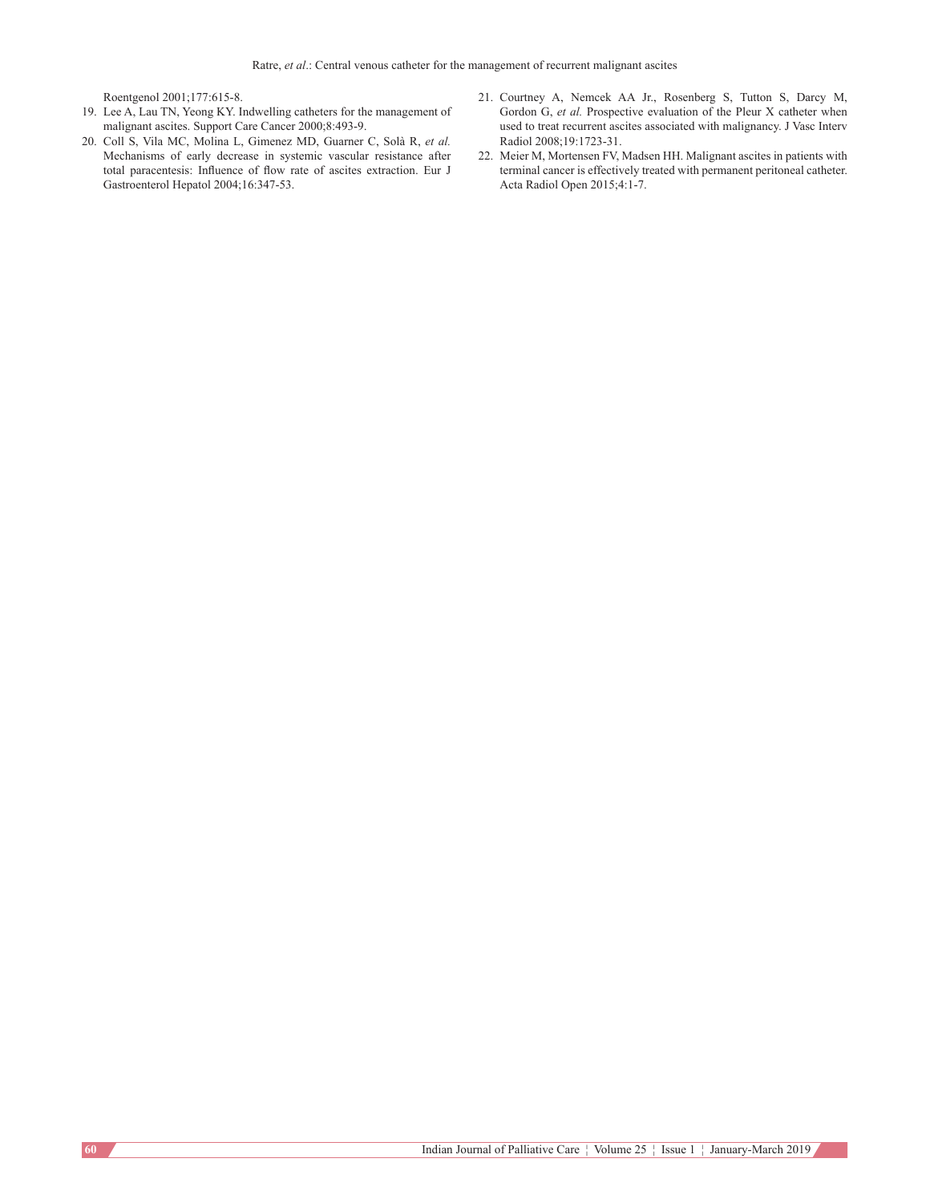Roentgenol 2001;177:615-8.

19. Lee A, Lau TN, Yeong KY. Indwelling catheters for the management of malignant ascites. Support Care Cancer 2000;8:493-9.
20. Coll S, Vila MC, Molina L, Gimenez MD, Guarner C, Solà R, *et al.* Mechanisms of early decrease in systemic vascular resistance after total paracentesis: Influence of flow rate of ascites extraction. Eur J Gastroenterol Hepatol 2004;16:347-53.
21. Courtney A, Nemcek AA Jr., Rosenberg S, Tutton S, Darcy M, Gordon G, *et al.* Prospective evaluation of the Pleur X catheter when used to treat recurrent ascites associated with malignancy. J Vasc Interv Radiol 2008;19:1723-31.
22. Meier M, Mortensen FV, Madsen HH. Malignant ascites in patients with terminal cancer is effectively treated with permanent peritoneal catheter. Acta Radiol Open 2015;4:1-7.